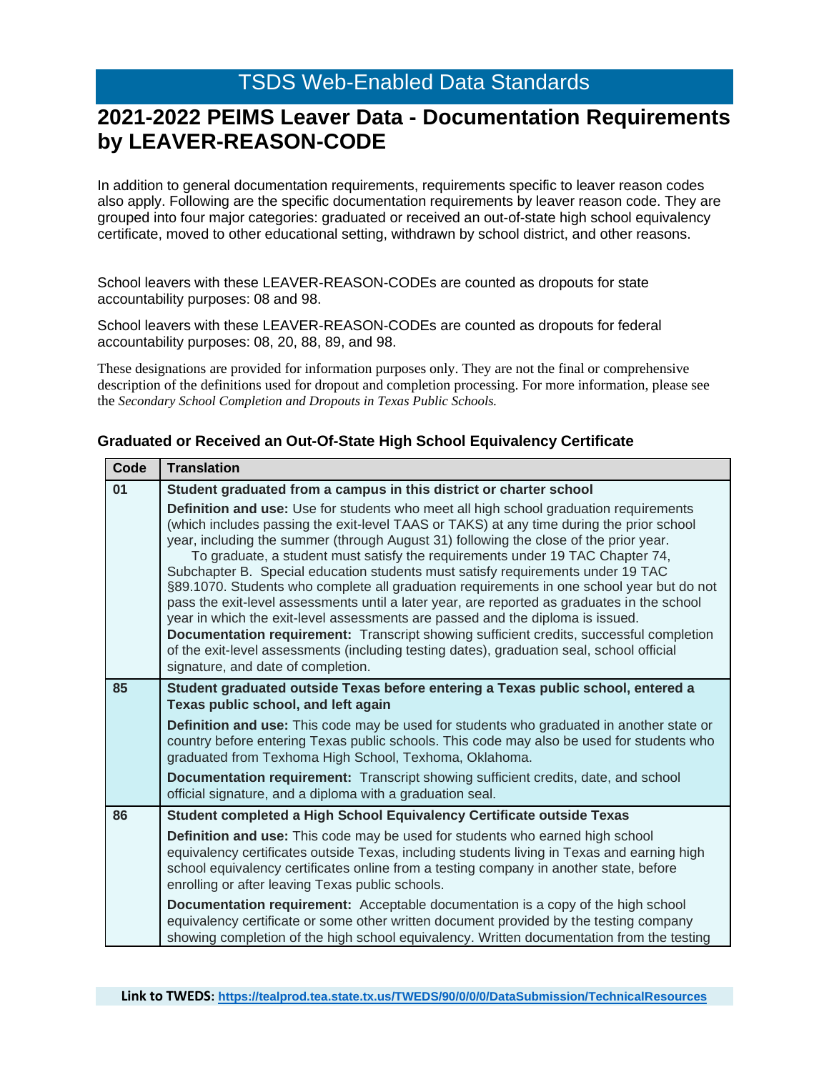# TSDS Web-Enabled Data Standards

## 2021-2022 PEIMS Leaver Data - Documentation Requirements by LEAVER-REASON-CODE

In addition to general documentation requirements, requirements specific to leaver reason codes also apply. Following are the specific documentation requirements by leaver reason code. They are grouped into four major categories: graduated or received an out-of-state high school equivalency certificate, moved to other educational setting, withdrawn by school district, and other reasons.

School leavers with these LEAVER-REASON-CODEs are counted as dropouts for state accountability purposes: 08 and 98.

School leavers with these LEAVER-REASON-CODEs are counted as dropouts for federal accountability purposes: 08, 20, 88, 89, and 98.

These designations are provided for information purposes only. They are not the final or comprehensive description of the definitions used for dropout and completion processing. For more information, please see the *Secondary School Completion and Dropouts in Texas Public Schools.*

### Graduated or Received an Out-Of-State High School Equivalency Certificate

| Code | Translation |
| --- | --- |
| 01 | **Student graduated from a campus in this district or charter school**<br>**Definition and use:** Use for students who meet all high school graduation requirements (which includes passing the exit-level TAAS or TAKS) at any time during the prior school year, including the summer (through August 31) following the close of the prior year.<br>To graduate, a student must satisfy the requirements under 19 TAC Chapter 74, Subchapter B. Special education students must satisfy requirements under 19 TAC §89.1070. Students who complete all graduation requirements in one school year but do not pass the exit-level assessments until a later year, are reported as graduates in the school year in which the exit-level assessments are passed and the diploma is issued.<br>**Documentation requirement:** Transcript showing sufficient credits, successful completion of the exit-level assessments (including testing dates), graduation seal, school official signature, and date of completion. |
| 85 | **Student graduated outside Texas before entering a Texas public school, entered a Texas public school, and left again**<br>**Definition and use:** This code may be used for students who graduated in another state or country before entering Texas public schools. This code may also be used for students who graduated from Texhoma High School, Texhoma, Oklahoma.<br>**Documentation requirement:** Transcript showing sufficient credits, date, and school official signature, and a diploma with a graduation seal. |
| 86 | **Student completed a High School Equivalency Certificate outside Texas**<br>**Definition and use:** This code may be used for students who earned high school equivalency certificates outside Texas, including students living in Texas and earning high school equivalency certificates online from a testing company in another state, before enrolling or after leaving Texas public schools.<br>**Documentation requirement:** Acceptable documentation is a copy of the high school equivalency certificate or some other written document provided by the testing company showing completion of the high school equivalency. Written documentation from the testing |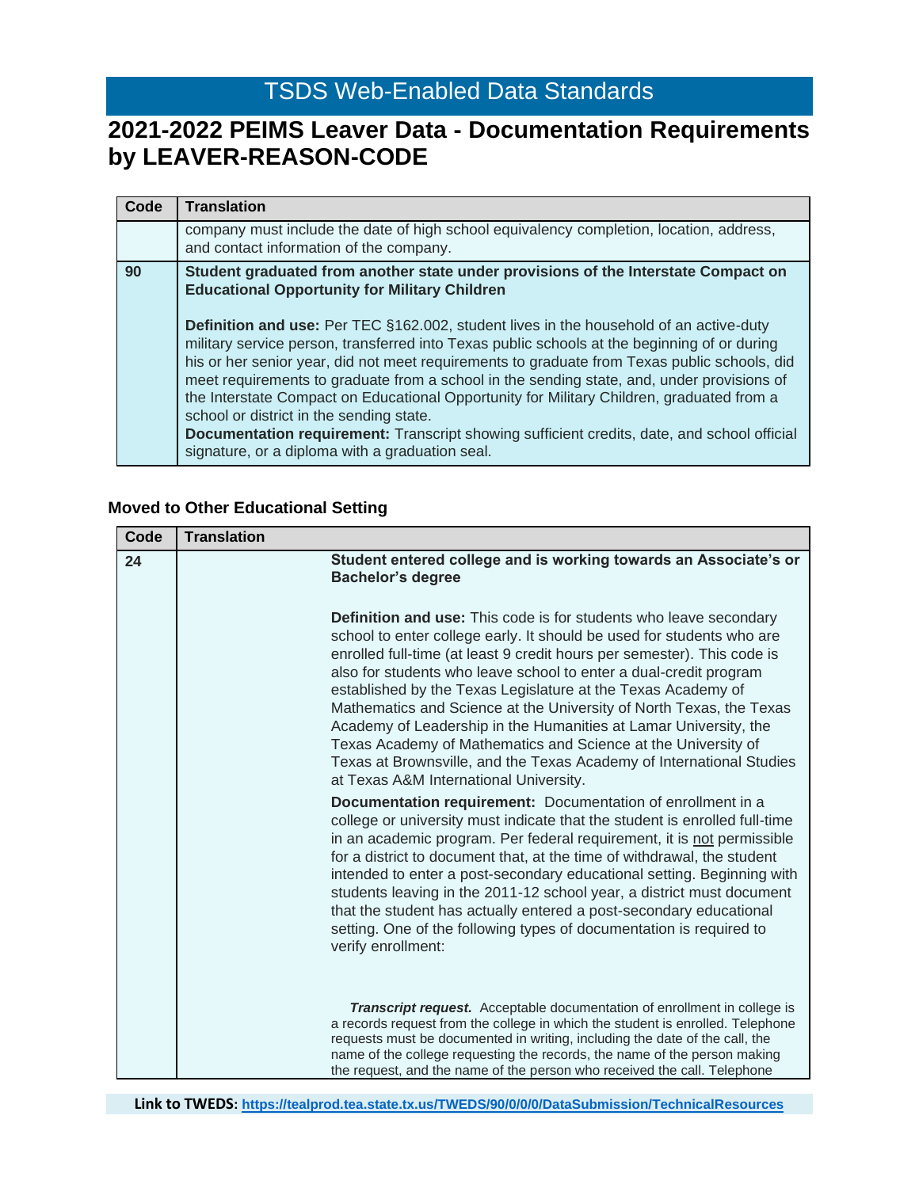# 2021-2022 PEIMS Leaver Data - Documentation Requirements by LEAVER-REASON-CODE

| Code | Translation |
|---|---|
| | company must include the date of high school equivalency completion, location, address, and contact information of the company. |
| 90 | **Student graduated from another state under provisions of the Interstate Compact on Educational Opportunity for Military Children**<br><br>**Definition and use:** Per TEC §162.002, student lives in the household of an active-duty military service person, transferred into Texas public schools at the beginning of or during his or her senior year, did not meet requirements to graduate from Texas public schools, did meet requirements to graduate from a school in the sending state, and, under provisions of the Interstate Compact on Educational Opportunity for Military Children, graduated from a school or district in the sending state.<br>**Documentation requirement:** Transcript showing sufficient credits, date, and school official signature, or a diploma with a graduation seal. |

### Moved to Other Educational Setting

| Code | Translation |
|---|---|
| 24 | **Student entered college and is working towards an Associate's or Bachelor's degree**<br><br>**Definition and use:** This code is for students who leave secondary school to enter college early. It should be used for students who are enrolled full-time (at least 9 credit hours per semester). This code is also for students who leave school to enter a dual-credit program established by the Texas Legislature at the Texas Academy of Mathematics and Science at the University of North Texas, the Texas Academy of Leadership in the Humanities at Lamar University, the Texas Academy of Mathematics and Science at the University of Texas at Brownsville, and the Texas Academy of International Studies at Texas A&M International University.<br><br>**Documentation requirement:** Documentation of enrollment in a college or university must indicate that the student is enrolled full-time in an academic program. Per federal requirement, it is not permissible for a district to document that, at the time of withdrawal, the student intended to enter a post-secondary educational setting. Beginning with students leaving in the 2011-12 school year, a district must document that the student has actually entered a post-secondary educational setting. One of the following types of documentation is required to verify enrollment:<br><br>***Transcript request.*** Acceptable documentation of enrollment in college is a records request from the college in which the student is enrolled. Telephone requests must be documented in writing, including the date of the call, the name of the college requesting the records, the name of the person making the request, and the name of the person who received the call. Telephone |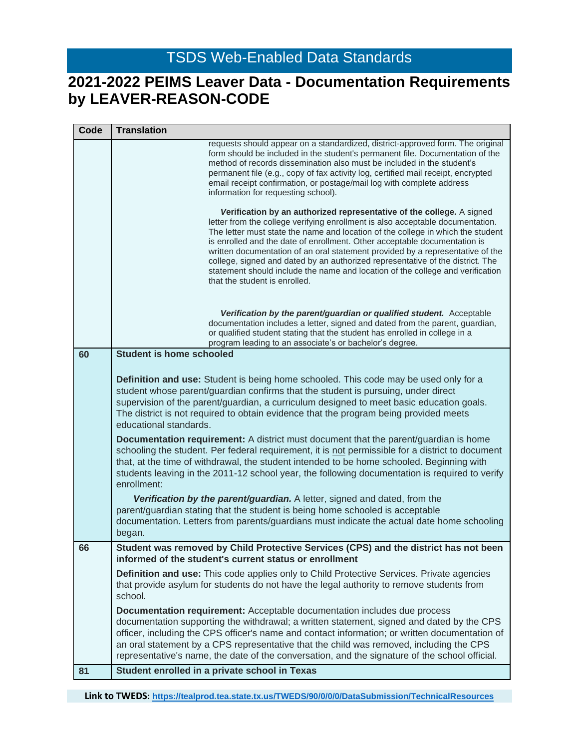# 2021-2022 PEIMS Leaver Data - Documentation Requirements by LEAVER-REASON-CODE

| Code | Translation |
|---|---|
| | requests should appear on a standardized, district-approved form. The original form should be included in the student's permanent file. Documentation of the method of records dissemination also must be included in the student's permanent file (e.g., copy of fax activity log, certified mail receipt, encrypted email receipt confirmation, or postage/mail log with complete address information for requesting school).<br><br>***V*erification by an authorized representative of the college.** A signed letter from the college verifying enrollment is also acceptable documentation. The letter must state the name and location of the college in which the student is enrolled and the date of enrollment. Other acceptable documentation is written documentation of an oral statement provided by a representative of the college, signed and dated by an authorized representative of the district. The statement should include the name and location of the college and verification that the student is enrolled.<br><br>***Verification by the parent/guardian or qualified student.*** Acceptable documentation includes a letter, signed and dated from the parent, guardian, or qualified student stating that the student has enrolled in college in a program leading to an associate's or bachelor's degree. |
| **60** | **Student is home schooled**<br><br>**Definition and use:** Student is being home schooled. This code may be used only for a student whose parent/guardian confirms that the student is pursuing, under direct supervision of the parent/guardian, a curriculum designed to meet basic education goals. The district is not required to obtain evidence that the program being provided meets educational standards.<br><br>**Documentation requirement:** A district must document that the parent/guardian is home schooling the student. Per federal requirement, it is not permissible for a district to document that, at the time of withdrawal, the student intended to be home schooled. Beginning with students leaving in the 2011-12 school year, the following documentation is required to verify enrollment:<br><br>***Verification by the parent/guardian.*** A letter, signed and dated, from the parent/guardian stating that the student is being home schooled is acceptable documentation. Letters from parents/guardians must indicate the actual date home schooling began. |
| **66** | **Student was removed by Child Protective Services (CPS) and the district has not been informed of the student's current status or enrollment**<br><br>**Definition and use:** This code applies only to Child Protective Services. Private agencies that provide asylum for students do not have the legal authority to remove students from school.<br><br>**Documentation requirement:** Acceptable documentation includes due process documentation supporting the withdrawal; a written statement, signed and dated by the CPS officer, including the CPS officer's name and contact information; or written documentation of an oral statement by a CPS representative that the child was removed, including the CPS representative's name, the date of the conversation, and the signature of the school official. |
| **81** | **Student enrolled in a private school in Texas** |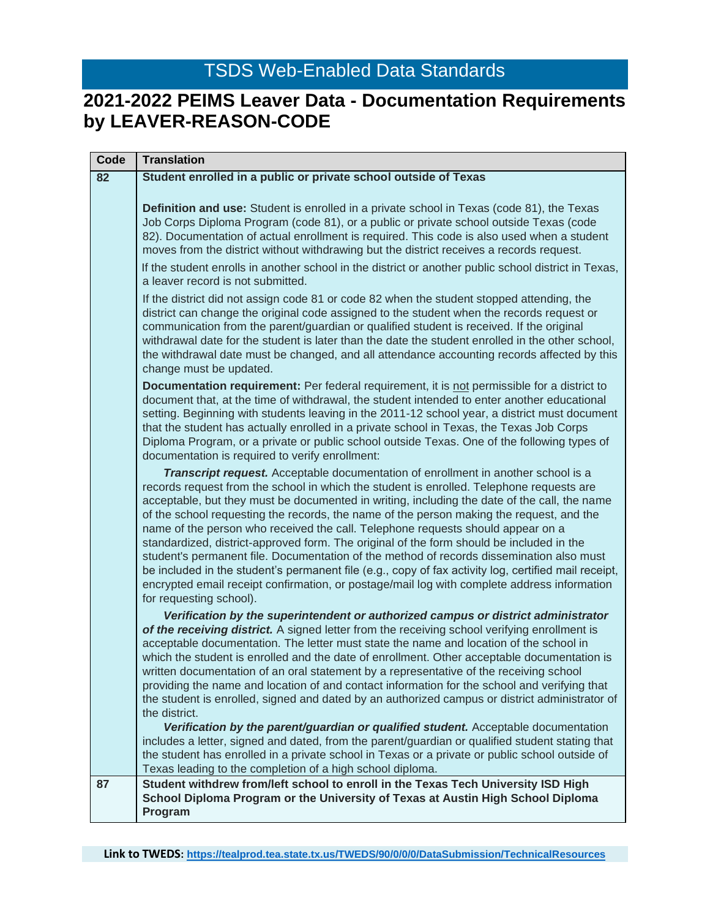# TSDS Web-Enabled Data Standards

## 2021-2022 PEIMS Leaver Data - Documentation Requirements by LEAVER-REASON-CODE

| Code | Translation |
|---|---|
| 82 | **Student enrolled in a public or private school outside of Texas**<br><br>**Definition and use:** Student is enrolled in a private school in Texas (code 81), the Texas Job Corps Diploma Program (code 81), or a public or private school outside Texas (code 82). Documentation of actual enrollment is required. This code is also used when a student moves from the district without withdrawing but the district receives a records request.<br><br>If the student enrolls in another school in the district or another public school district in Texas, a leaver record is not submitted.<br><br>If the district did not assign code 81 or code 82 when the student stopped attending, the district can change the original code assigned to the student when the records request or communication from the parent/guardian or qualified student is received. If the original withdrawal date for the student is later than the date the student enrolled in the other school, the withdrawal date must be changed, and all attendance accounting records affected by this change must be updated.<br><br>**Documentation requirement:** Per federal requirement, it is not permissible for a district to document that, at the time of withdrawal, the student intended to enter another educational setting. Beginning with students leaving in the 2011-12 school year, a district must document that the student has actually enrolled in a private school in Texas, the Texas Job Corps Diploma Program, or a private or public school outside Texas. One of the following types of documentation is required to verify enrollment:<br><br>***Transcript request.*** Acceptable documentation of enrollment in another school is a records request from the school in which the student is enrolled. Telephone requests are acceptable, but they must be documented in writing, including the date of the call, the name of the school requesting the records, the name of the person making the request, and the name of the person who received the call. Telephone requests should appear on a standardized, district-approved form. The original of the form should be included in the student's permanent file. Documentation of the method of records dissemination also must be included in the student's permanent file (e.g., copy of fax activity log, certified mail receipt, encrypted email receipt confirmation, or postage/mail log with complete address information for requesting school).<br><br>***Verification by the superintendent or authorized campus or district administrator of the receiving district.*** A signed letter from the receiving school verifying enrollment is acceptable documentation. The letter must state the name and location of the school in which the student is enrolled and the date of enrollment. Other acceptable documentation is written documentation of an oral statement by a representative of the receiving school providing the name and location of and contact information for the school and verifying that the student is enrolled, signed and dated by an authorized campus or district administrator of the district.<br>***Verification by the parent/guardian or qualified student.*** Acceptable documentation includes a letter, signed and dated, from the parent/guardian or qualified student stating that the student has enrolled in a private school in Texas or a private or public school outside of Texas leading to the completion of a high school diploma. |
| 87 | **Student withdrew from/left school to enroll in the Texas Tech University ISD High School Diploma Program or the University of Texas at Austin High School Diploma Program** |

**Link to TWEDS:** https://tealprod.tea.state.tx.us/TWEDS/90/0/0/0/DataSubmission/TechnicalResources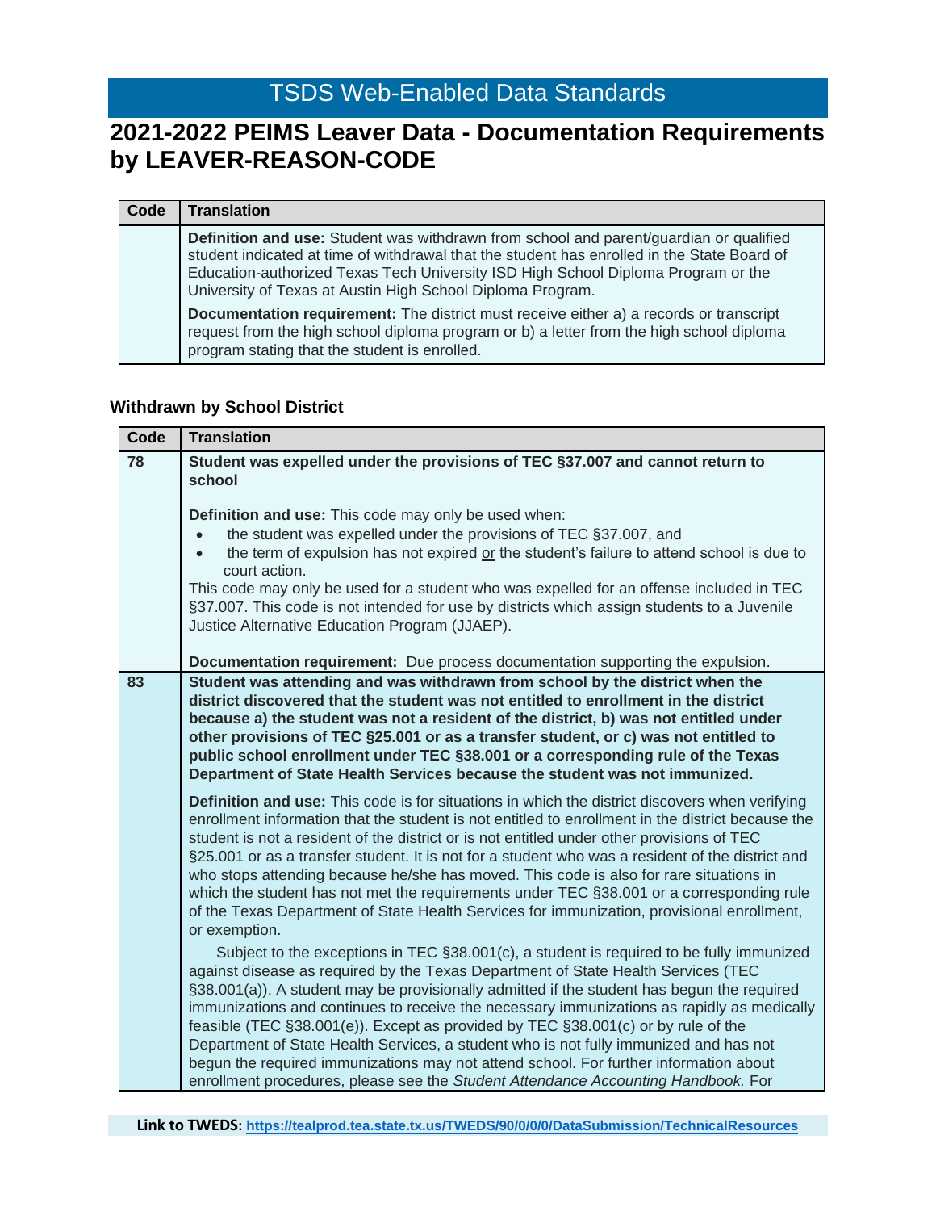# 2021-2022 PEIMS Leaver Data - Documentation Requirements by LEAVER-REASON-CODE

| Code | Translation |
|---|---|
| | **Definition and use:** Student was withdrawn from school and parent/guardian or qualified student indicated at time of withdrawal that the student has enrolled in the State Board of Education-authorized Texas Tech University ISD High School Diploma Program or the University of Texas at Austin High School Diploma Program.<br><br>**Documentation requirement:** The district must receive either a) a records or transcript request from the high school diploma program or b) a letter from the high school diploma program stating that the student is enrolled. |

### Withdrawn by School District

| Code | Translation |
|---|---|
| 78 | **Student was expelled under the provisions of TEC §37.007 and cannot return to school**<br><br>**Definition and use:** This code may only be used when:<br>• the student was expelled under the provisions of TEC §37.007, and<br>• the term of expulsion has not expired <u>or</u> the student's failure to attend school is due to court action.<br>This code may only be used for a student who was expelled for an offense included in TEC §37.007. This code is not intended for use by districts which assign students to a Juvenile Justice Alternative Education Program (JJAEP).<br><br>**Documentation requirement:** Due process documentation supporting the expulsion. |
| 83 | **Student was attending and was withdrawn from school by the district when the district discovered that the student was not entitled to enrollment in the district because a) the student was not a resident of the district, b) was not entitled under other provisions of TEC §25.001 or as a transfer student, or c) was not entitled to public school enrollment under TEC §38.001 or a corresponding rule of the Texas Department of State Health Services because the student was not immunized.**<br><br>**Definition and use:** This code is for situations in which the district discovers when verifying enrollment information that the student is not entitled to enrollment in the district because the student is not a resident of the district or is not entitled under other provisions of TEC §25.001 or as a transfer student. It is not for a student who was a resident of the district and who stops attending because he/she has moved. This code is also for rare situations in which the student has not met the requirements under TEC §38.001 or a corresponding rule of the Texas Department of State Health Services for immunization, provisional enrollment, or exemption.<br><br>Subject to the exceptions in TEC §38.001(c), a student is required to be fully immunized against disease as required by the Texas Department of State Health Services (TEC §38.001(a)). A student may be provisionally admitted if the student has begun the required immunizations and continues to receive the necessary immunizations as rapidly as medically feasible (TEC §38.001(e)). Except as provided by TEC §38.001(c) or by rule of the Department of State Health Services, a student who is not fully immunized and has not begun the required immunizations may not attend school. For further information about enrollment procedures, please see the *Student Attendance Accounting Handbook.* For |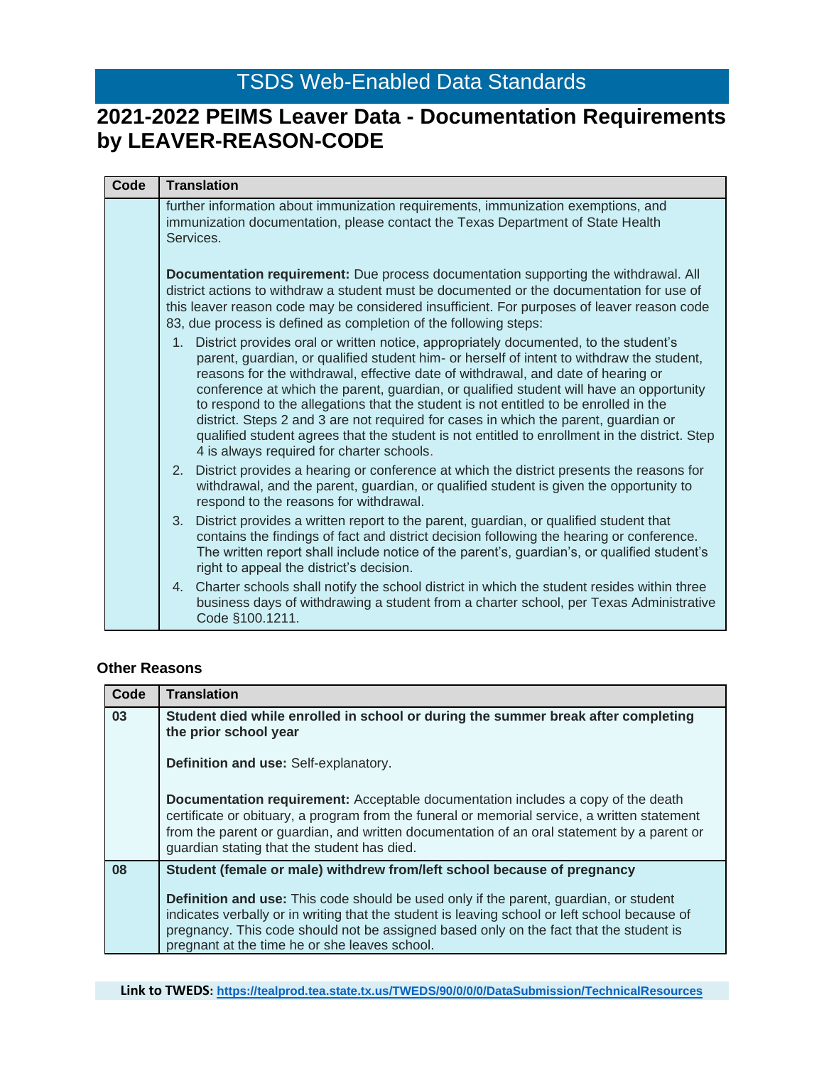# TSDS Web-Enabled Data Standards

## 2021-2022 PEIMS Leaver Data - Documentation Requirements by LEAVER-REASON-CODE

| Code | Translation |
|---|---|
| | further information about immunization requirements, immunization exemptions, and immunization documentation, please contact the Texas Department of State Health Services.<br><br>**Documentation requirement:** Due process documentation supporting the withdrawal. All district actions to withdraw a student must be documented or the documentation for use of this leaver reason code may be considered insufficient. For purposes of leaver reason code 83, due process is defined as completion of the following steps:<br>1. District provides oral or written notice, appropriately documented, to the student's parent, guardian, or qualified student him- or herself of intent to withdraw the student, reasons for the withdrawal, effective date of withdrawal, and date of hearing or conference at which the parent, guardian, or qualified student will have an opportunity to respond to the allegations that the student is not entitled to be enrolled in the district. Steps 2 and 3 are not required for cases in which the parent, guardian or qualified student agrees that the student is not entitled to enrollment in the district. Step 4 is always required for charter schools.<br>2. District provides a hearing or conference at which the district presents the reasons for withdrawal, and the parent, guardian, or qualified student is given the opportunity to respond to the reasons for withdrawal.<br>3. District provides a written report to the parent, guardian, or qualified student that contains the findings of fact and district decision following the hearing or conference. The written report shall include notice of the parent's, guardian's, or qualified student's right to appeal the district's decision.<br>4. Charter schools shall notify the school district in which the student resides within three business days of withdrawing a student from a charter school, per Texas Administrative Code §100.1211. |

### Other Reasons

| Code | Translation |
|---|---|
| 03 | **Student died while enrolled in school or during the summer break after completing the prior school year**<br><br>**Definition and use:** Self-explanatory.<br><br>**Documentation requirement:** Acceptable documentation includes a copy of the death certificate or obituary, a program from the funeral or memorial service, a written statement from the parent or guardian, and written documentation of an oral statement by a parent or guardian stating that the student has died. |
| 08 | **Student (female or male) withdrew from/left school because of pregnancy**<br><br>**Definition and use:** This code should be used only if the parent, guardian, or student indicates verbally or in writing that the student is leaving school or left school because of pregnancy. This code should not be assigned based only on the fact that the student is pregnant at the time he or she leaves school. |

**Link to TWEDS:** https://tealprod.tea.state.tx.us/TWEDS/90/0/0/0/DataSubmission/TechnicalResources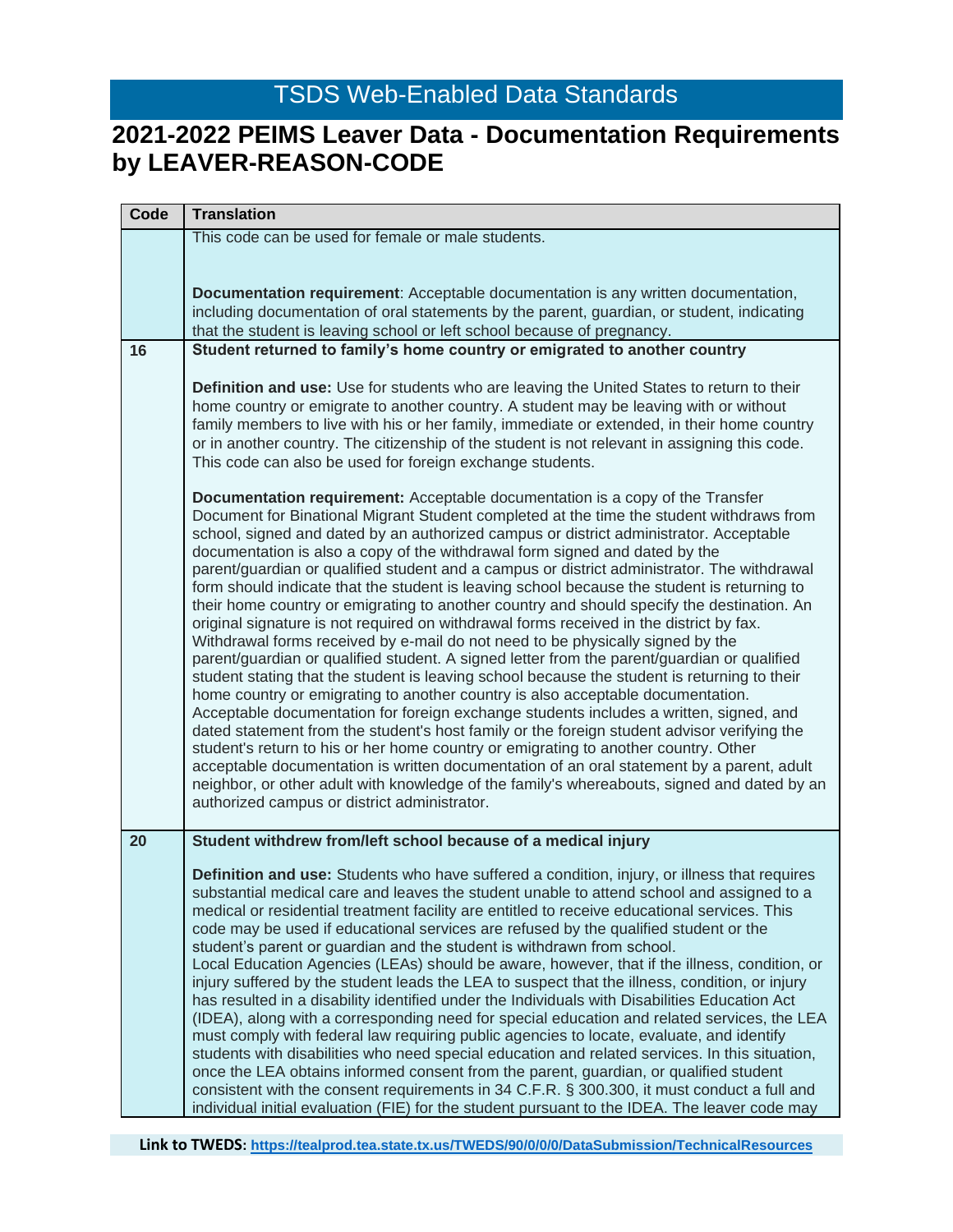# TSDS Web-Enabled Data Standards

## 2021-2022 PEIMS Leaver Data - Documentation Requirements by LEAVER-REASON-CODE

| Code | Translation |
|---|---|
| | This code can be used for female or male students.<br><br>**Documentation requirement**: Acceptable documentation is any written documentation, including documentation of oral statements by the parent, guardian, or student, indicating that the student is leaving school or left school because of pregnancy. |
| 16 | **Student returned to family's home country or emigrated to another country**<br><br>**Definition and use:** Use for students who are leaving the United States to return to their home country or emigrate to another country. A student may be leaving with or without family members to live with his or her family, immediate or extended, in their home country or in another country. The citizenship of the student is not relevant in assigning this code. This code can also be used for foreign exchange students.<br><br>**Documentation requirement:** Acceptable documentation is a copy of the Transfer Document for Binational Migrant Student completed at the time the student withdraws from school, signed and dated by an authorized campus or district administrator. Acceptable documentation is also a copy of the withdrawal form signed and dated by the parent/guardian or qualified student and a campus or district administrator. The withdrawal form should indicate that the student is leaving school because the student is returning to their home country or emigrating to another country and should specify the destination. An original signature is not required on withdrawal forms received in the district by fax. Withdrawal forms received by e-mail do not need to be physically signed by the parent/guardian or qualified student. A signed letter from the parent/guardian or qualified student stating that the student is leaving school because the student is returning to their home country or emigrating to another country is also acceptable documentation. Acceptable documentation for foreign exchange students includes a written, signed, and dated statement from the student's host family or the foreign student advisor verifying the student's return to his or her home country or emigrating to another country. Other acceptable documentation is written documentation of an oral statement by a parent, adult neighbor, or other adult with knowledge of the family's whereabouts, signed and dated by an authorized campus or district administrator. |
| 20 | **Student withdrew from/left school because of a medical injury**<br><br>**Definition and use:** Students who have suffered a condition, injury, or illness that requires substantial medical care and leaves the student unable to attend school and assigned to a medical or residential treatment facility are entitled to receive educational services. This code may be used if educational services are refused by the qualified student or the student's parent or guardian and the student is withdrawn from school.<br>Local Education Agencies (LEAs) should be aware, however, that if the illness, condition, or injury suffered by the student leads the LEA to suspect that the illness, condition, or injury has resulted in a disability identified under the Individuals with Disabilities Education Act (IDEA), along with a corresponding need for special education and related services, the LEA must comply with federal law requiring public agencies to locate, evaluate, and identify students with disabilities who need special education and related services. In this situation, once the LEA obtains informed consent from the parent, guardian, or qualified student consistent with the consent requirements in 34 C.F.R. § 300.300, it must conduct a full and individual initial evaluation (FIE) for the student pursuant to the IDEA. The leaver code may |

**Link to TWEDS:** https://tealprod.tea.state.tx.us/TWEDS/90/0/0/0/DataSubmission/TechnicalResources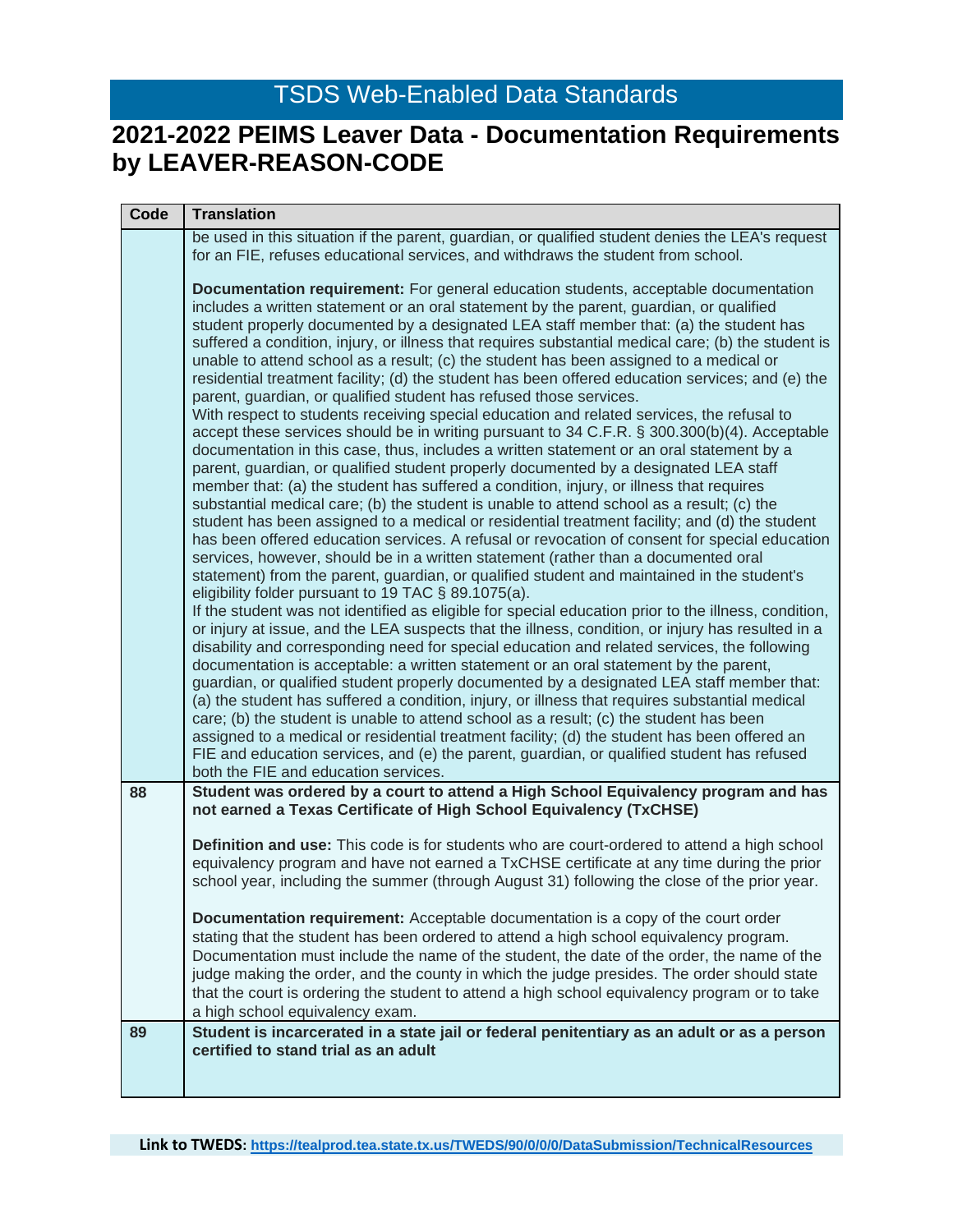# TSDS Web-Enabled Data Standards

## 2021-2022 PEIMS Leaver Data - Documentation Requirements by LEAVER-REASON-CODE

| Code | Translation |
|---|---|
| | be used in this situation if the parent, guardian, or qualified student denies the LEA's request for an FIE, refuses educational services, and withdraws the student from school.<br><br>**Documentation requirement:** For general education students, acceptable documentation includes a written statement or an oral statement by the parent, guardian, or qualified student properly documented by a designated LEA staff member that: (a) the student has suffered a condition, injury, or illness that requires substantial medical care; (b) the student is unable to attend school as a result; (c) the student has been assigned to a medical or residential treatment facility; (d) the student has been offered education services; and (e) the parent, guardian, or qualified student has refused those services.<br>With respect to students receiving special education and related services, the refusal to accept these services should be in writing pursuant to 34 C.F.R. § 300.300(b)(4). Acceptable documentation in this case, thus, includes a written statement or an oral statement by a parent, guardian, or qualified student properly documented by a designated LEA staff member that: (a) the student has suffered a condition, injury, or illness that requires substantial medical care; (b) the student is unable to attend school as a result; (c) the student has been assigned to a medical or residential treatment facility; and (d) the student has been offered education services. A refusal or revocation of consent for special education services, however, should be in a written statement (rather than a documented oral statement) from the parent, guardian, or qualified student and maintained in the student's eligibility folder pursuant to 19 TAC § 89.1075(a).<br>If the student was not identified as eligible for special education prior to the illness, condition, or injury at issue, and the LEA suspects that the illness, condition, or injury has resulted in a disability and corresponding need for special education and related services, the following documentation is acceptable: a written statement or an oral statement by the parent, guardian, or qualified student properly documented by a designated LEA staff member that: (a) the student has suffered a condition, injury, or illness that requires substantial medical care; (b) the student is unable to attend school as a result; (c) the student has been assigned to a medical or residential treatment facility; (d) the student has been offered an FIE and education services, and (e) the parent, guardian, or qualified student has refused both the FIE and education services. |
| 88 | **Student was ordered by a court to attend a High School Equivalency program and has not earned a Texas Certificate of High School Equivalency (TxCHSE)**<br><br>**Definition and use:** This code is for students who are court-ordered to attend a high school equivalency program and have not earned a TxCHSE certificate at any time during the prior school year, including the summer (through August 31) following the close of the prior year.<br><br>**Documentation requirement:** Acceptable documentation is a copy of the court order stating that the student has been ordered to attend a high school equivalency program. Documentation must include the name of the student, the date of the order, the name of the judge making the order, and the county in which the judge presides. The order should state that the court is ordering the student to attend a high school equivalency program or to take a high school equivalency exam. |
| 89 | **Student is incarcerated in a state jail or federal penitentiary as an adult or as a person certified to stand trial as an adult** |

**Link to TWEDS:** https://tealprod.tea.state.tx.us/TWEDS/90/0/0/0/DataSubmission/TechnicalResources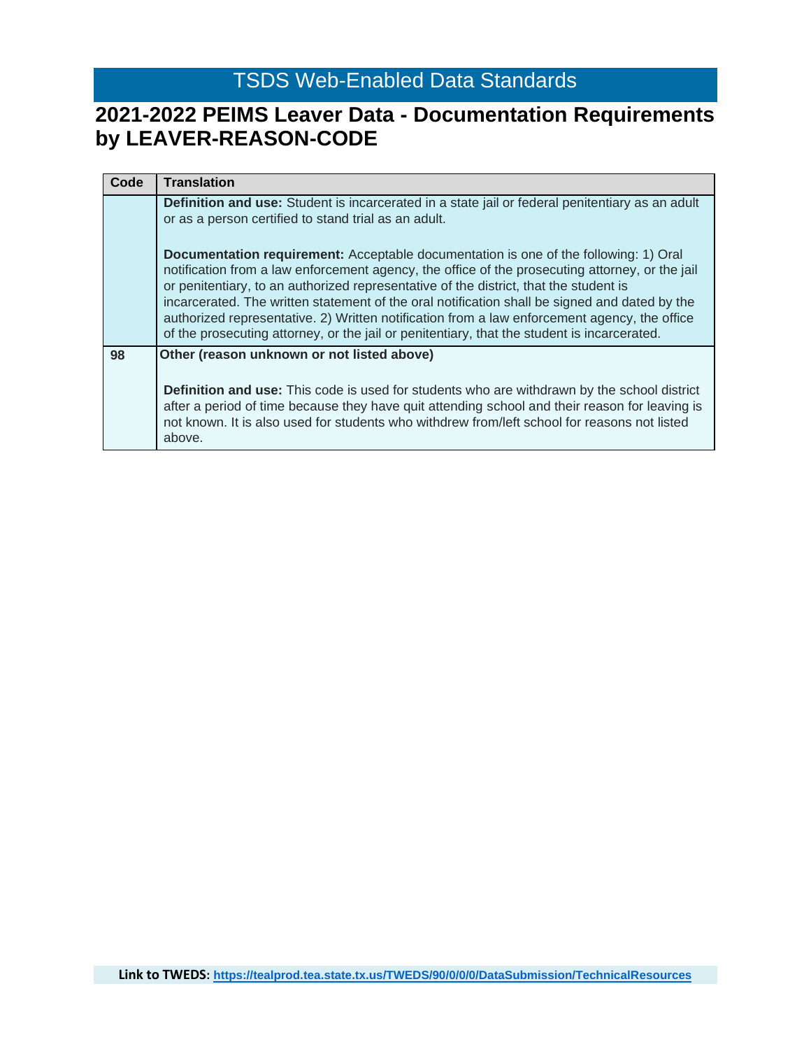# TSDS Web-Enabled Data Standards

## 2021-2022 PEIMS Leaver Data - Documentation Requirements by LEAVER-REASON-CODE

| Code | Translation |
|---|---|
| | **Definition and use:** Student is incarcerated in a state jail or federal penitentiary as an adult or as a person certified to stand trial as an adult.<br><br>**Documentation requirement:** Acceptable documentation is one of the following: 1) Oral notification from a law enforcement agency, the office of the prosecuting attorney, or the jail or penitentiary, to an authorized representative of the district, that the student is incarcerated. The written statement of the oral notification shall be signed and dated by the authorized representative. 2) Written notification from a law enforcement agency, the office of the prosecuting attorney, or the jail or penitentiary, that the student is incarcerated. |
| **98** | **Other (reason unknown or not listed above)**<br><br>**Definition and use:** This code is used for students who are withdrawn by the school district after a period of time because they have quit attending school and their reason for leaving is not known. It is also used for students who withdrew from/left school for reasons not listed above. |

**Link to TWEDS:** https://tealprod.tea.state.tx.us/TWEDS/90/0/0/0/DataSubmission/TechnicalResources